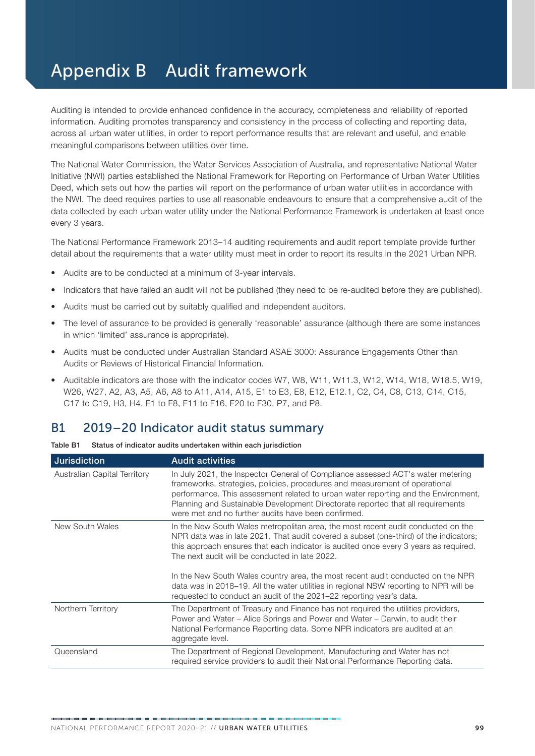# Appendix B Audit framework

Auditing is intended to provide enhanced confidence in the accuracy, completeness and reliability of reported information. Auditing promotes transparency and consistency in the process of collecting and reporting data, across all urban water utilities, in order to report performance results that are relevant and useful, and enable meaningful comparisons between utilities over time.

The National Water Commission, the Water Services Association of Australia, and representative National Water Initiative (NWI) parties established the National Framework for Reporting on Performance of Urban Water Utilities Deed, which sets out how the parties will report on the performance of urban water utilities in accordance with the NWI. The deed requires parties to use all reasonable endeavours to ensure that a comprehensive audit of the data collected by each urban water utility under the National Performance Framework is undertaken at least once every 3 years.

The National Performance Framework 2013–14 auditing requirements and audit report template provide further detail about the requirements that a water utility must meet in order to report its results in the 2021 Urban NPR.

- Audits are to be conducted at a minimum of 3-year intervals.
- Indicators that have failed an audit will not be published (they need to be re-audited before they are published).
- Audits must be carried out by suitably qualified and independent auditors.
- The level of assurance to be provided is generally 'reasonable' assurance (although there are some instances in which 'limited' assurance is appropriate).
- Audits must be conducted under Australian Standard ASAE 3000: Assurance Engagements Other than Audits or Reviews of Historical Financial Information.
- Auditable indicators are those with the indicator codes W7, W8, W11, W11.3, W12, W14, W18, W18.5, W19, W26, W27, A2, A3, A5, A6, A8 to A11, A14, A15, E1 to E3, E8, E12, E12.1, C2, C4, C8, C13, C14, C15, C17 to C19, H3, H4, F1 to F8, F11 to F16, F20 to F30, P7, and P8.

## B1 2019–20 Indicator audit status summary

**Table B1 Status of indicator audits undertaken within each jurisdiction**

| Jurisdiction | Audit activities |
|---|---|
| Australian Capital Territory | In July 2021, the Inspector General of Compliance assessed ACT's water metering frameworks, strategies, policies, procedures and measurement of operational performance. This assessment related to urban water reporting and the Environment, Planning and Sustainable Development Directorate reported that all requirements were met and no further audits have been confirmed. |
| New South Wales | In the New South Wales metropolitan area, the most recent audit conducted on the NPR data was in late 2021. That audit covered a subset (one-third) of the indicators; this approach ensures that each indicator is audited once every 3 years as required. The next audit will be conducted in late 2022.<br><br>In the New South Wales country area, the most recent audit conducted on the NPR data was in 2018–19. All the water utilities in regional NSW reporting to NPR will be requested to conduct an audit of the 2021–22 reporting year's data. |
| Northern Territory | The Department of Treasury and Finance has not required the utilities providers, Power and Water – Alice Springs and Power and Water – Darwin, to audit their National Performance Reporting data. Some NPR indicators are audited at an aggregate level. |
| Queensland | The Department of Regional Development, Manufacturing and Water has not required service providers to audit their National Performance Reporting data. |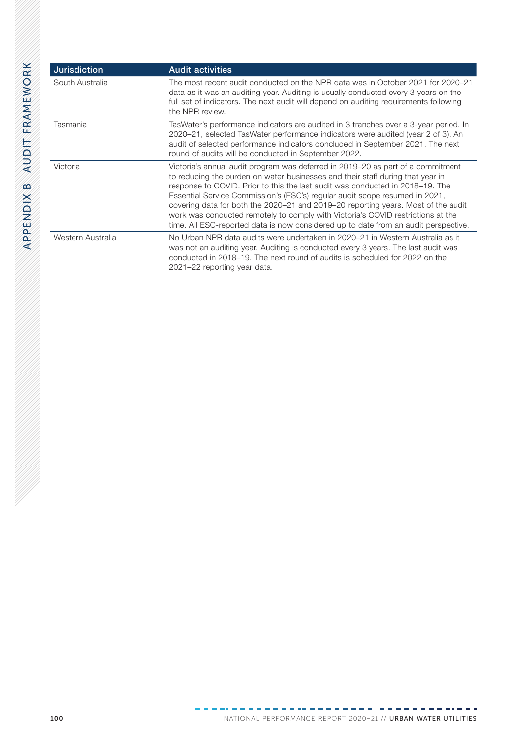| Jurisdiction | Audit activities |
|---|---|
| South Australia | The most recent audit conducted on the NPR data was in October 2021 for 2020–21 data as it was an auditing year. Auditing is usually conducted every 3 years on the full set of indicators. The next audit will depend on auditing requirements following the NPR review. |
| Tasmania | TasWater's performance indicators are audited in 3 tranches over a 3-year period. In 2020–21, selected TasWater performance indicators were audited (year 2 of 3). An audit of selected performance indicators concluded in September 2021. The next round of audits will be conducted in September 2022. |
| Victoria | Victoria's annual audit program was deferred in 2019–20 as part of a commitment to reducing the burden on water businesses and their staff during that year in response to COVID. Prior to this the last audit was conducted in 2018–19. The Essential Service Commission's (ESC's) regular audit scope resumed in 2021, covering data for both the 2020–21 and 2019–20 reporting years. Most of the audit work was conducted remotely to comply with Victoria's COVID restrictions at the time. All ESC-reported data is now considered up to date from an audit perspective. |
| Western Australia | No Urban NPR data audits were undertaken in 2020–21 in Western Australia as it was not an auditing year. Auditing is conducted every 3 years. The last audit was conducted in 2018–19. The next round of audits is scheduled for 2022 on the 2021–22 reporting year data. |